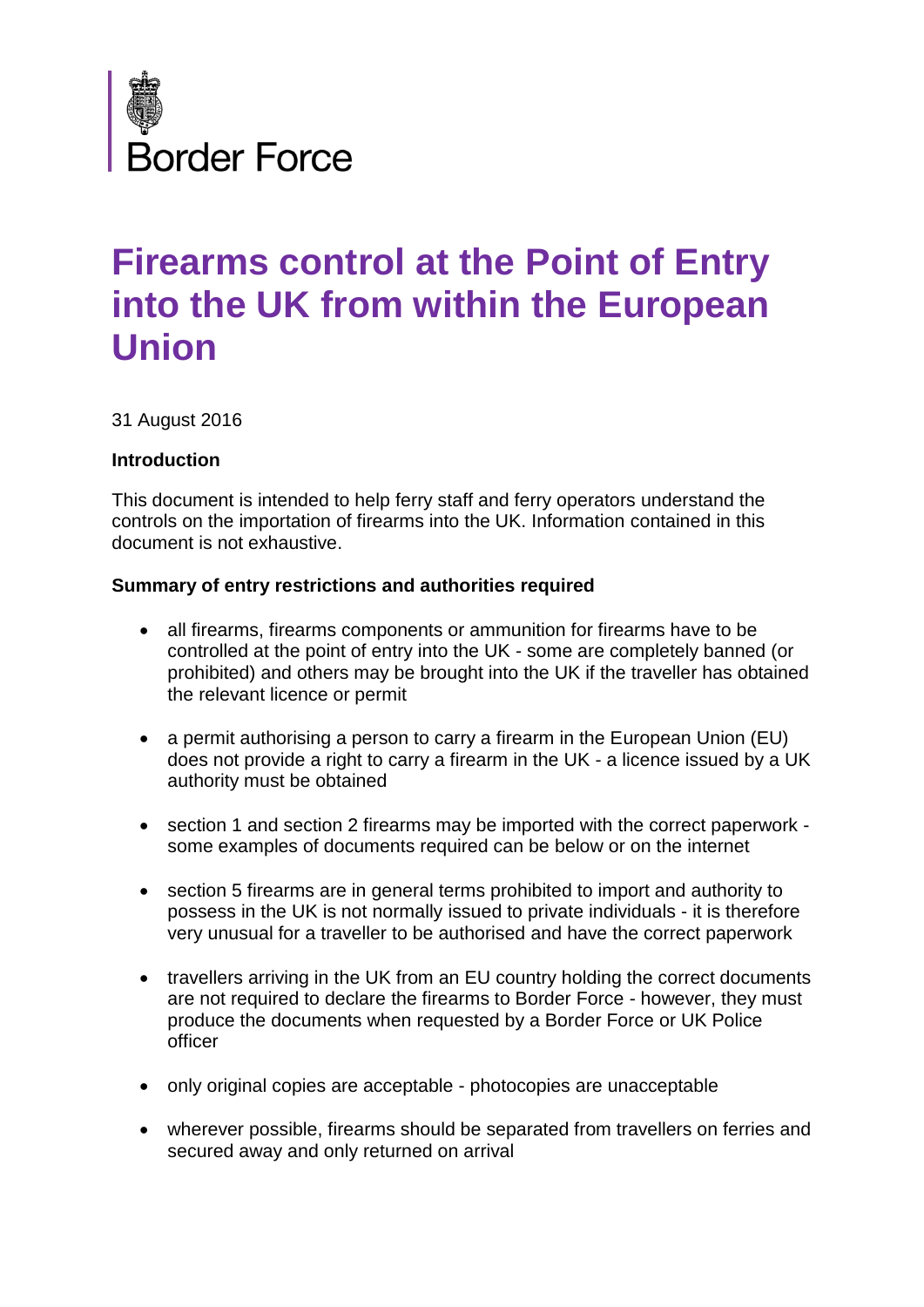Border Force

# Firearms control at the Point of Entry into the UK from within the European Union

31 August 2016

**Introduction**

This document is intended to help ferry staff and ferry operators understand the controls on the importation of firearms into the UK. Information contained in this document is not exhaustive.

**Summary of entry restrictions and authorities required**

- all firearms, firearms components or ammunition for firearms have to be controlled at the point of entry into the UK - some are completely banned (or prohibited) and others may be brought into the UK if the traveller has obtained the relevant licence or permit
- a permit authorising a person to carry a firearm in the European Union (EU) does not provide a right to carry a firearm in the UK - a licence issued by a UK authority must be obtained
- section 1 and section 2 firearms may be imported with the correct paperwork - some examples of documents required can be below or on the internet
- section 5 firearms are in general terms prohibited to import and authority to possess in the UK is not normally issued to private individuals - it is therefore very unusual for a traveller to be authorised and have the correct paperwork
- travellers arriving in the UK from an EU country holding the correct documents are not required to declare the firearms to Border Force - however, they must produce the documents when requested by a Border Force or UK Police officer
- only original copies are acceptable - photocopies are unacceptable
- wherever possible, firearms should be separated from travellers on ferries and secured away and only returned on arrival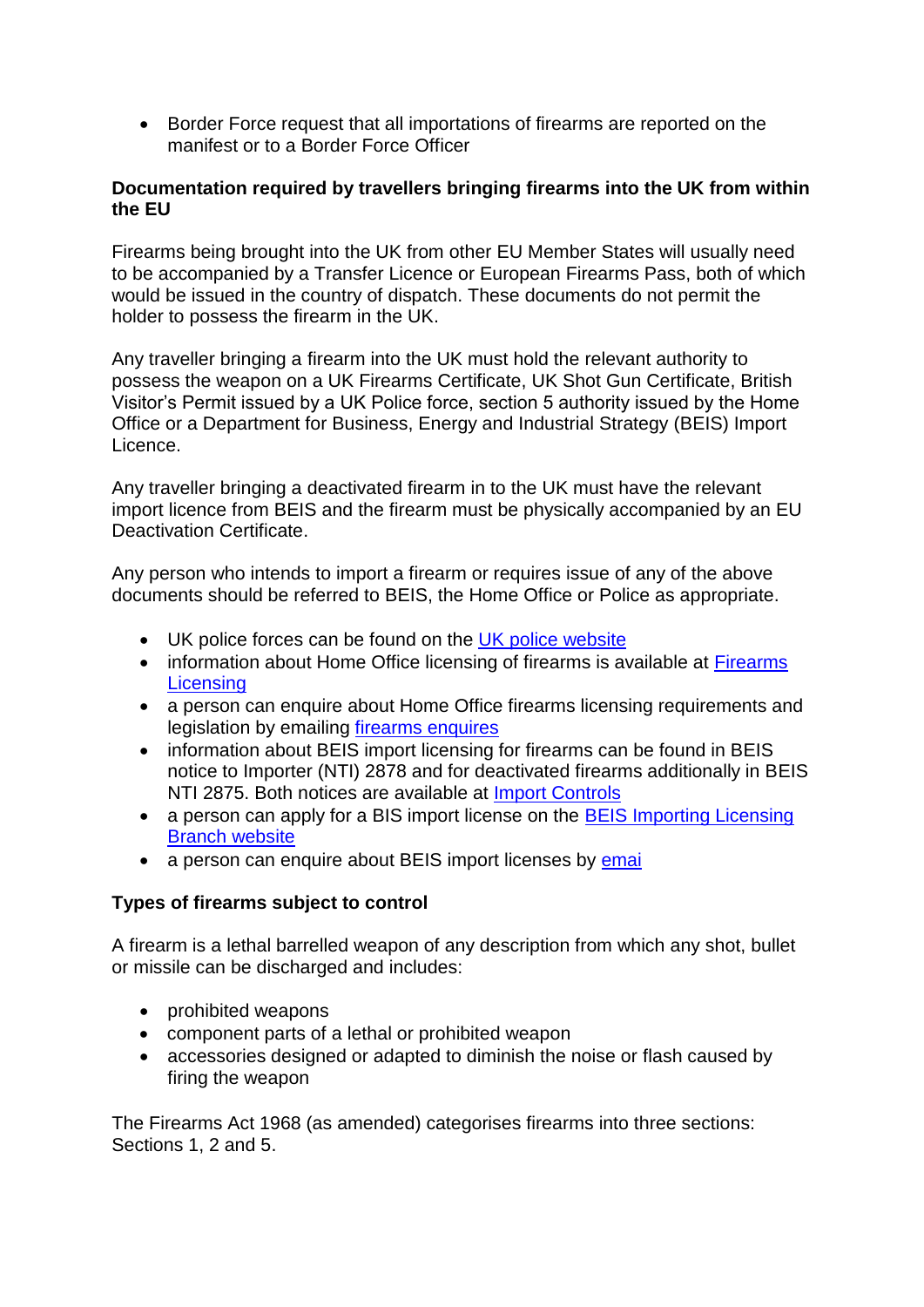- Border Force request that all importations of firearms are reported on the manifest or to a Border Force Officer

**Documentation required by travellers bringing firearms into the UK from within the EU**

Firearms being brought into the UK from other EU Member States will usually need to be accompanied by a Transfer Licence or European Firearms Pass, both of which would be issued in the country of dispatch. These documents do not permit the holder to possess the firearm in the UK.

Any traveller bringing a firearm into the UK must hold the relevant authority to possess the weapon on a UK Firearms Certificate, UK Shot Gun Certificate, British Visitor's Permit issued by a UK Police force, section 5 authority issued by the Home Office or a Department for Business, Energy and Industrial Strategy (BEIS) Import Licence.

Any traveller bringing a deactivated firearm in to the UK must have the relevant import licence from BEIS and the firearm must be physically accompanied by an EU Deactivation Certificate.

Any person who intends to import a firearm or requires issue of any of the above documents should be referred to BEIS, the Home Office or Police as appropriate.

- UK police forces can be found on the UK police website
- information about Home Office licensing of firearms is available at Firearms Licensing
- a person can enquire about Home Office firearms licensing requirements and legislation by emailing firearms enquires
- information about BEIS import licensing for firearms can be found in BEIS notice to Importer (NTI) 2878 and for deactivated firearms additionally in BEIS NTI 2875. Both notices are available at Import Controls
- a person can apply for a BIS import license on the BEIS Importing Licensing Branch website
- a person can enquire about BEIS import licenses by emai

**Types of firearms subject to control**

A firearm is a lethal barrelled weapon of any description from which any shot, bullet or missile can be discharged and includes:

- prohibited weapons
- component parts of a lethal or prohibited weapon
- accessories designed or adapted to diminish the noise or flash caused by firing the weapon

The Firearms Act 1968 (as amended) categorises firearms into three sections: Sections 1, 2 and 5.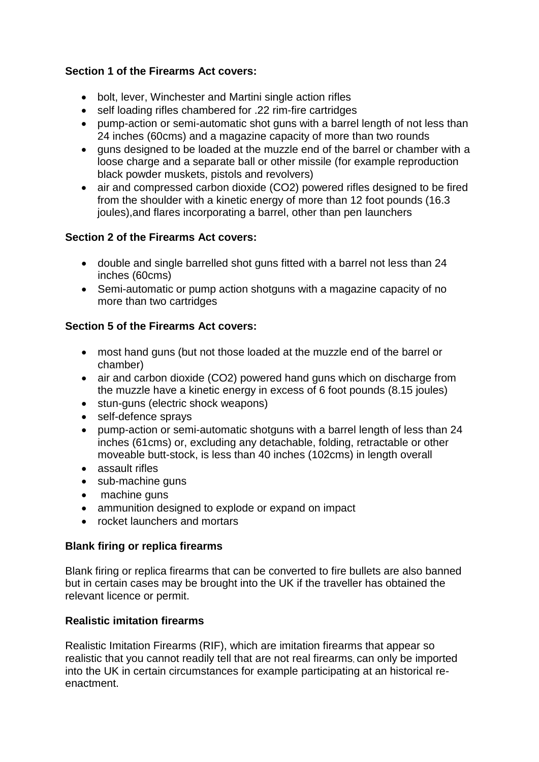**Section 1 of the Firearms Act covers:**

- bolt, lever, Winchester and Martini single action rifles
- self loading rifles chambered for .22 rim-fire cartridges
- pump-action or semi-automatic shot guns with a barrel length of not less than 24 inches (60cms) and a magazine capacity of more than two rounds
- guns designed to be loaded at the muzzle end of the barrel or chamber with a loose charge and a separate ball or other missile (for example reproduction black powder muskets, pistols and revolvers)
- air and compressed carbon dioxide ($CO_2$) powered rifles designed to be fired from the shoulder with a kinetic energy of more than 12 foot pounds (16.3 joules),and flares incorporating a barrel, other than pen launchers

**Section 2 of the Firearms Act covers:**

- double and single barrelled shot guns fitted with a barrel not less than 24 inches (60cms)
- Semi-automatic or pump action shotguns with a magazine capacity of no more than two cartridges

**Section 5 of the Firearms Act covers:**

- most hand guns (but not those loaded at the muzzle end of the barrel or chamber)
- air and carbon dioxide ($CO_2$) powered hand guns which on discharge from the muzzle have a kinetic energy in excess of 6 foot pounds (8.15 joules)
- stun-guns (electric shock weapons)
- self-defence sprays
- pump-action or semi-automatic shotguns with a barrel length of less than 24 inches (61cms) or, excluding any detachable, folding, retractable or other moveable butt-stock, is less than 40 inches (102cms) in length overall
- assault rifles
- sub-machine guns
- machine guns
- ammunition designed to explode or expand on impact
- rocket launchers and mortars

**Blank firing or replica firearms**

Blank firing or replica firearms that can be converted to fire bullets are also banned but in certain cases may be brought into the UK if the traveller has obtained the relevant licence or permit.

**Realistic imitation firearms**

Realistic Imitation Firearms (RIF), which are imitation firearms that appear so realistic that you cannot readily tell that are not real firearms, can only be imported into the UK in certain circumstances for example participating at an historical re-enactment.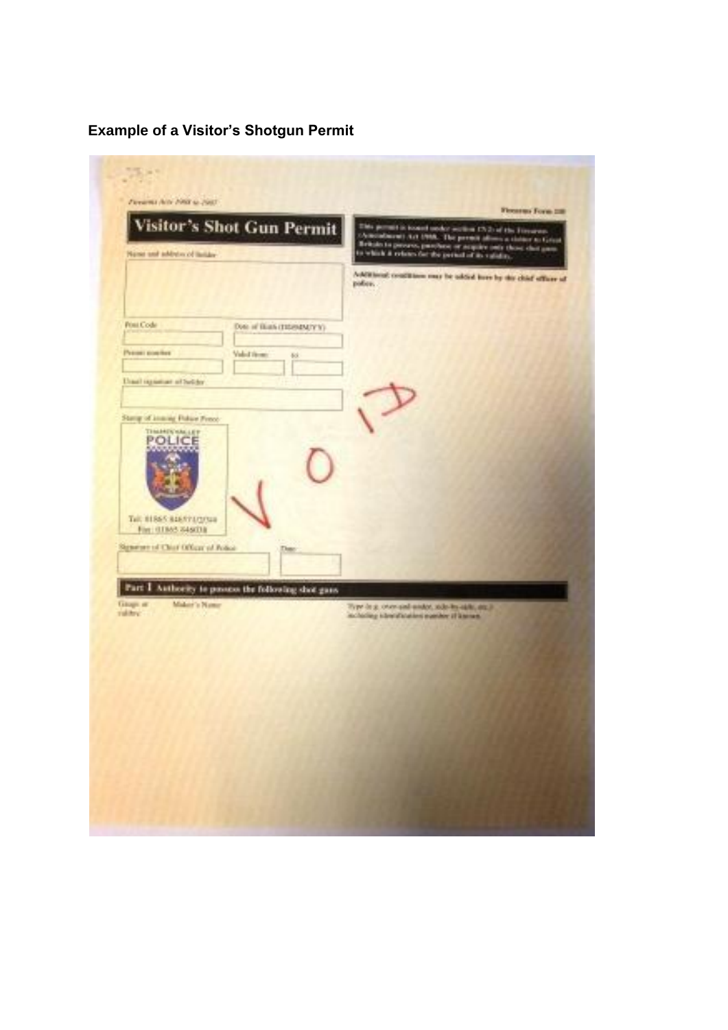**Example of a Visitor's Shotgun Permit**

Firearms Acts 1968 to 1997

Firearms Form 108

## Visitor's Shot Gun Permit

This permit is issued under section 17(2) of the Firearms (Amendment) Act 1988. The permit allows a visitor to Great Britain to possess, purchase or acquire only those shot guns to which it relates for the period of its validity.

Name and address of holder

Additional conditions may be added here by the chief officer of police.

Post Code

Date of Birth (DD/MM/YY)

Permit number

Valid from: to

Usual signature of holder

Stamp of issuing Police Force

THAMES VALLEY POLICE

Tel: 01865 846571/2/3/4
Fax: 01865 846038

VOID

Signature of Chief Officer of Police

Date

**Part 1 Authority to possess the following shot guns**

| Gauge or calibre | Maker's Name | Type (e.g. over-and-under, side-by-side, etc.) including identification number (if known) |
|---|---|---|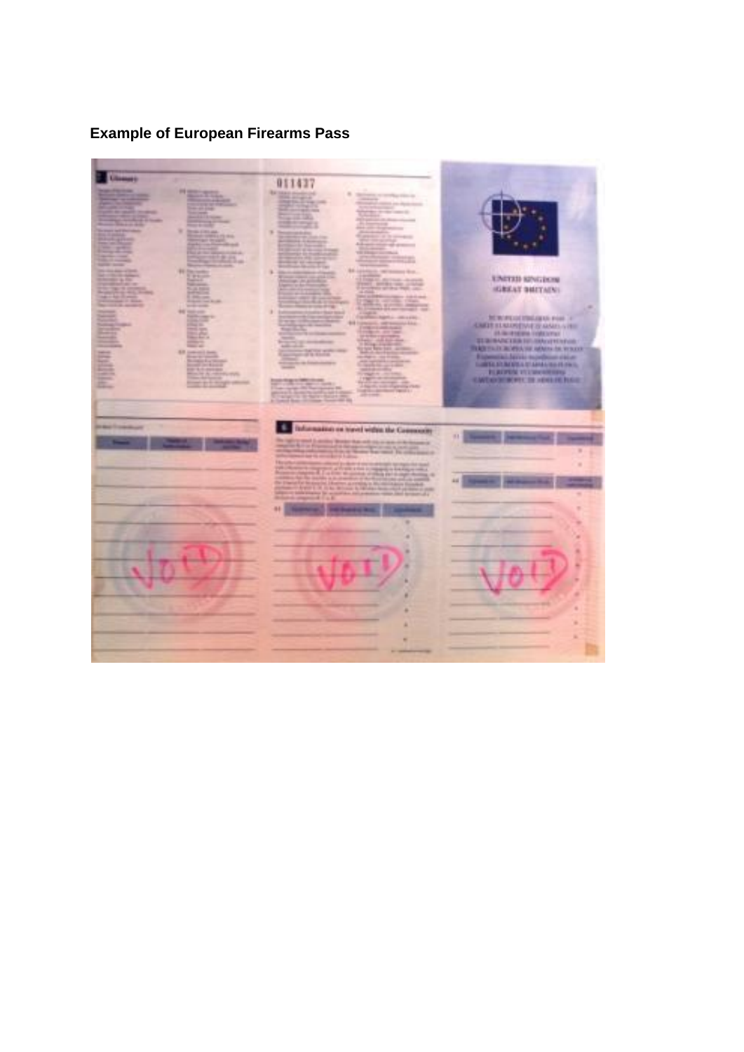**Example of European Firearms Pass**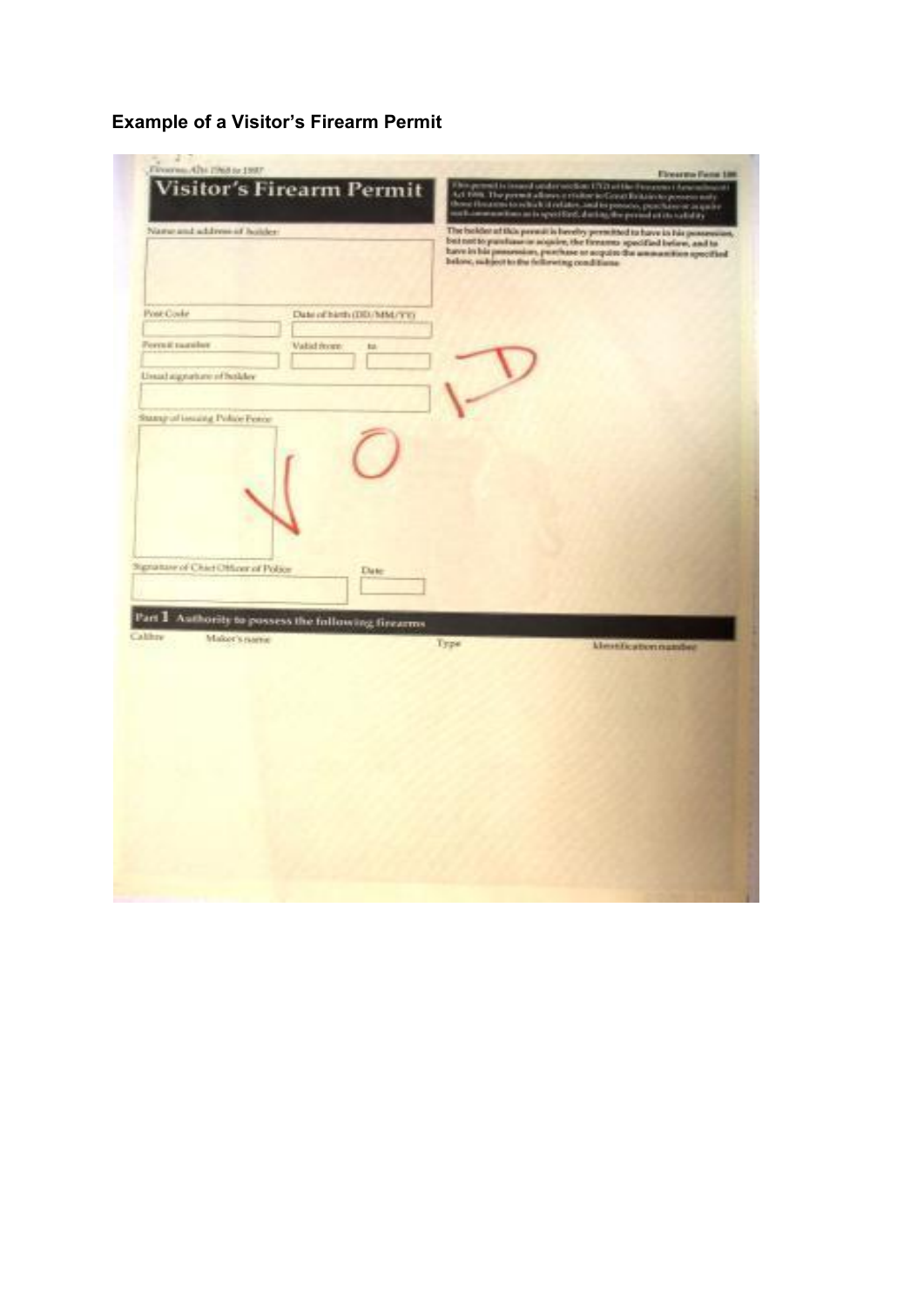# Example of a Visitor's Firearm Permit

Firearms Acts 1968 to 1997

Firearms Form 108

## Visitor's Firearm Permit

This permit is issued under section 17(2) of the Firearms (Amendment) Act 1988. The permit allows a visitor to Great Britain to possess only those firearms to which it relates, and to possess, purchase or acquire such ammunition as is specified, during the period of its validity.

The holder of this permit is hereby permitted to have in his possession, but not to purchase or acquire, the firearms specified below, and to have in his possession, purchase or acquire the ammunition specified below, subject to the following conditions

Name and address of holder:

Post Code

Date of birth (DD/MM/YY)

Permit number

Valid from to

Usual signature of holder

Stamp of issuing Police Force

VOID

Signature of Chief Officer of Police

Date

**Part 1 Authority to possess the following firearms**

| Calibre | Maker's name | Type | Identification number |
|---|---|---|---|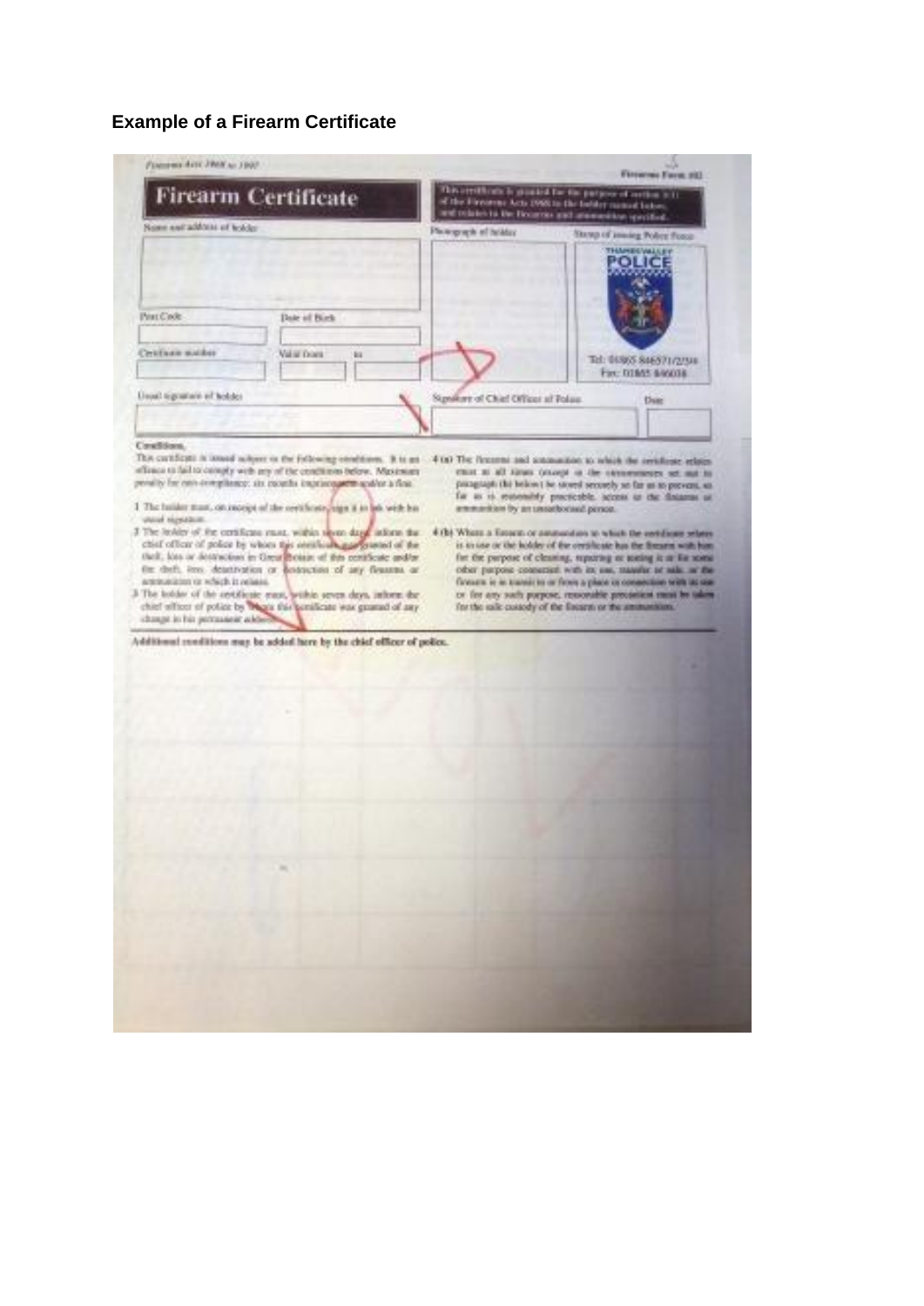**Example of a Firearm Certificate**

Firearms Acts 1968 to 1997

Firearms Form 102

# Firearm Certificate

This certificate is granted for the purpose of section 1(1) of the Firearms Acts 1968 to the holder named below, and relates to the firearms and ammunition specified.

Name and address of holder

Photograph of holder

Stamp of issuing Police Force

THAMES VALLEY POLICE

Post Code

Date of Birth

Certificate number

Valid from

to

Tel: 01865 846571/2/3/4
Fax: 01865 846038

Usual signature of holder

Signature of Chief Officer of Police

Date

**Conditions.**

This certificate is issued subject to the following conditions. It is an offence to fail to comply with any of the conditions below. Maximum penalty for non-compliance: six months imprisonment and/or a fine.

1 The holder must, on receipt of the certificate, sign it in ink with his usual signature.

2 The holder of the certificate must, within seven days, inform the chief officer of police by whom the certificate was granted of the theft, loss or destruction in Great Britain of this certificate and/or the theft, loss, deactivation or destruction of any firearms or ammunition to which it relates.

3 The holder of the certificate must, within seven days, inform the chief officer of police by whom this certificate was granted of any change in his permanent address.

4 (a) The firearms and ammunition to which the certificate relates must at all times (except in the circumstances set out in paragraph (b) below) be stored securely so far as to prevent, so far as is reasonably practicable, access to the firearms or ammunition by an unauthorised person.

4 (b) Where a firearm or ammunition to which the certificate relates is in use or the holder of the certificate has the firearm with him for the purpose of cleaning, repairing or testing it or for some other purpose connected with its use, transfer or sale, or the firearm is in transit to or from a place in connection with its use or for any such purpose, reasonable precautions must be taken for the safe custody of the firearm or the ammunition.

**Additional conditions may be added here by the chief officer of police.**